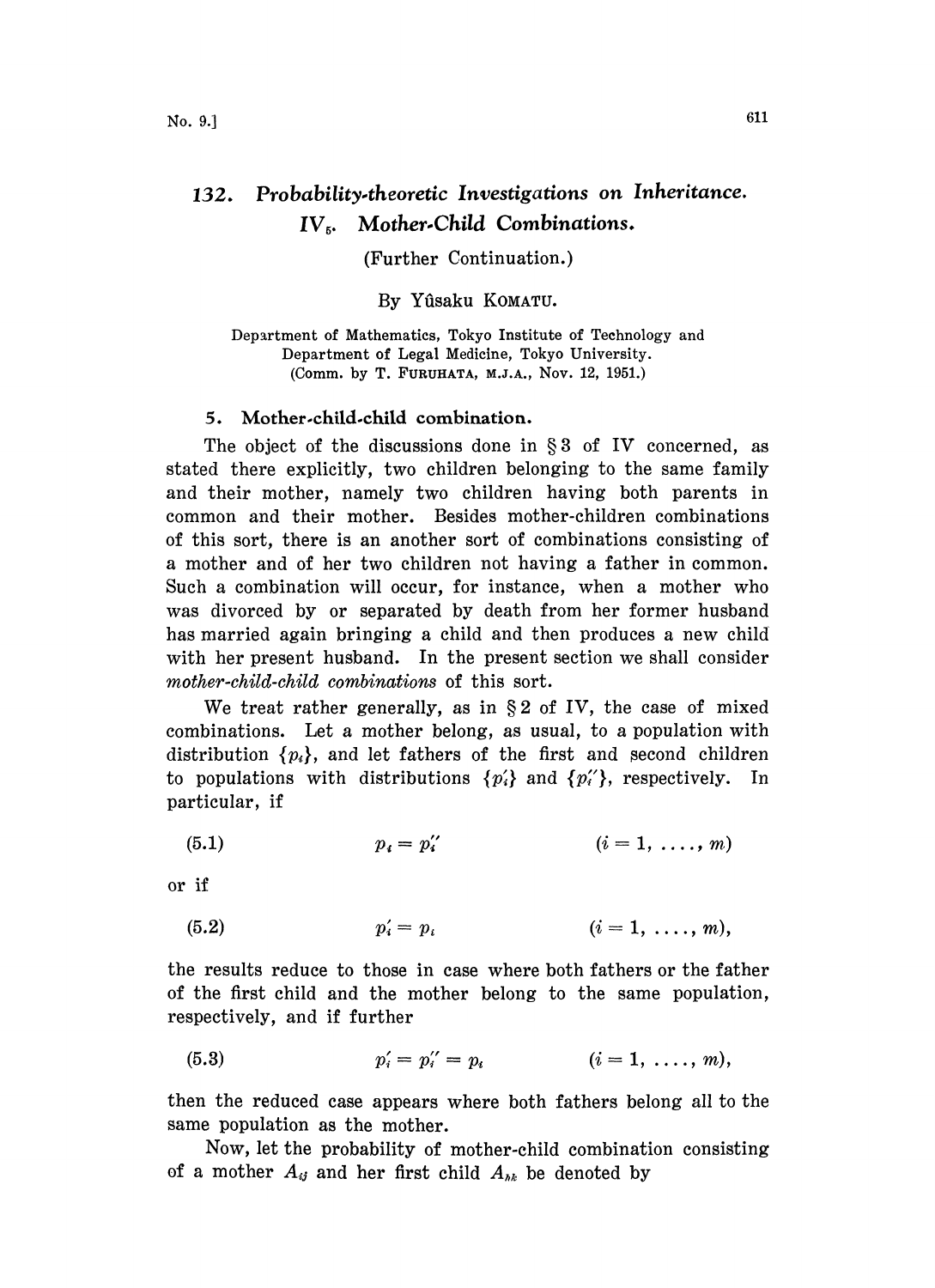# 132. Probability-theoretic Investigations on Inheritance. IV$_5$. Mother-Child Combinations.

(Further Continuation.)

By Yûsaku KOMATU.

Department of Mathematics, Tokyo Institute of Technology and
Department of Legal Medicine, Tokyo University.
(Comm. by T. FURUHATA, M.J.A., Nov. 12, 1951.)

## 5. Mother-child-child combination.

The object of the discussions done in § 3 of IV concerned, as stated there explicitly, two children belonging to the same family and their mother, namely two children having both parents in common and their mother. Besides mother-children combinations of this sort, there is an another sort of combinations consisting of a mother and of her two children not having a father in common. Such a combination will occur, for instance, when a mother who was divorced by or separated by death from her former husband has married again bringing a child and then produces a new child with her present husband. In the present section we shall consider *mother-child-child combinations* of this sort.

We treat rather generally, as in § 2 of IV, the case of mixed combinations. Let a mother belong, as usual, to a population with distribution $\{p_i\}$, and let fathers of the first and second children to populations with distributions $\{p'_i\}$ and $\{p''_i\}$, respectively. In particular, if

$$(5.1) \qquad p_i = p''_i \qquad (i = 1, \dots, m)$$

or if

$$(5.2) \qquad p'_i = p_i \qquad (i = 1, \dots, m),$$

the results reduce to those in case where both fathers or the father of the first child and the mother belong to the same population, respectively, and if further

$$(5.3) \qquad p'_i = p''_i = p_i \qquad (i = 1, \dots, m),$$

then the reduced case appears where both fathers belong all to the same population as the mother.

Now, let the probability of mother-child combination consisting of a mother $A_{ij}$ and her first child $A_{hk}$ be denoted by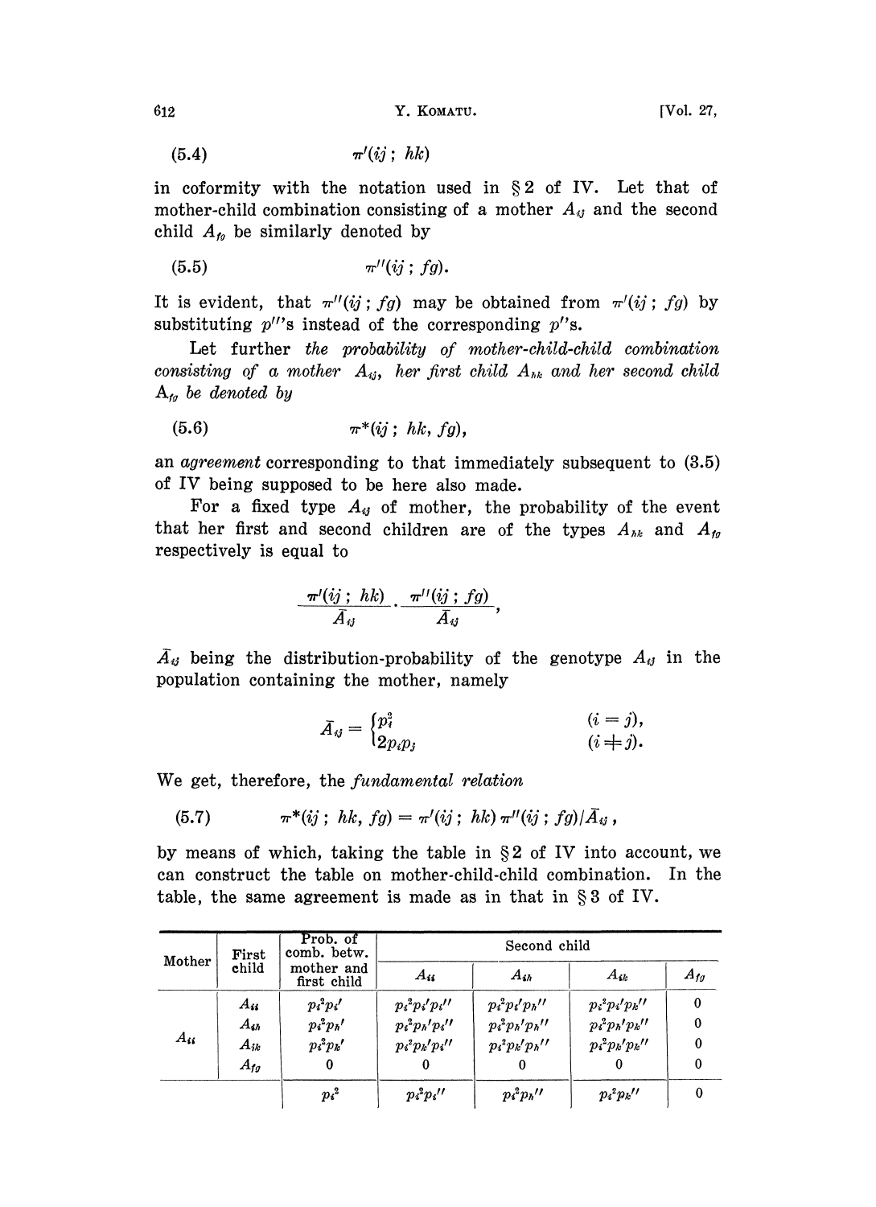$$(5.4) \qquad \pi'(ij\,;\,hk)$$

in coformity with the notation used in § 2 of IV. Let that of mother-child combination consisting of a mother $A_{ij}$ and the second child $A_{fg}$ be similarly denoted by

$$(5.5) \qquad \pi''(ij\,;\,fg).$$

It is evident, that $\pi''(ij\,;\,fg)$ may be obtained from $\pi'(ij\,;\,fg)$ by substituting $p''$'s instead of the corresponding $p'$'s.

Let further *the probability of mother-child-child combination consisting of a mother* $A_{ij}$*, her first child* $A_{hk}$ *and her second child* $A_{fg}$ *be denoted by*

$$(5.6) \qquad \pi^*(ij\,;\,hk,\,fg),$$

an *agreement* corresponding to that immediately subsequent to (3.5) of IV being supposed to be here also made.

For a fixed type $A_{ij}$ of mother, the probability of the event that her first and second children are of the types $A_{hk}$ and $A_{fg}$ respectively is equal to

$$\frac{\pi'(ij\,;\,hk)}{\bar{A}_{ij}} \cdot \frac{\pi''(ij\,;\,fg)}{\bar{A}_{ij}},$$

$\bar{A}_{ij}$ being the distribution-probability of the genotype $A_{ij}$ in the population containing the mother, namely

$$\bar{A}_{ij} = \begin{cases} p_i^2 & (i = j), \\ 2p_ip_j & (i \neq j). \end{cases}$$

We get, therefore, the *fundamental relation*

$$(5.7) \qquad \pi^*(ij\,;\,hk,\,fg) = \pi'(ij\,;\,hk)\,\pi''(ij\,;\,fg)/\bar{A}_{ij}\,,$$

by means of which, taking the table in § 2 of IV into account, we can construct the table on mother-child-child combination. In the table, the same agreement is made as in that in § 3 of IV.

| Mother | First child | Prob. of comb. betw. mother and first child | Second child | | | |
|---|---|---|---|---|---|---|
| | | | $A_{ii}$ | $A_{ih}$ | $A_{ik}$ | $A_{fg}$ |
| $A_{ii}$ | $A_{ii}$ | $p_i^2p_i'$ | $p_i^2p_i'p_i''$ | $p_i^2p_i'p_h''$ | $p_i^2p_i'p_k''$ | 0 |
| | $A_{ih}$ | $p_i^2p_h'$ | $p_i^2p_h'p_i''$ | $p_i^2p_h'p_h''$ | $p_i^2p_h'p_k''$ | 0 |
| | $A_{ik}$ | $p_i^2p_k'$ | $p_i^2p_k'p_i''$ | $p_i^2p_k'p_h''$ | $p_i^2p_k'p_k''$ | 0 |
| | $A_{fg}$ | 0 | 0 | 0 | 0 | 0 |
| | | $p_i^2$ | $p_i^2p_i''$ | $p_i^2p_h''$ | $p_i^2p_k''$ | 0 |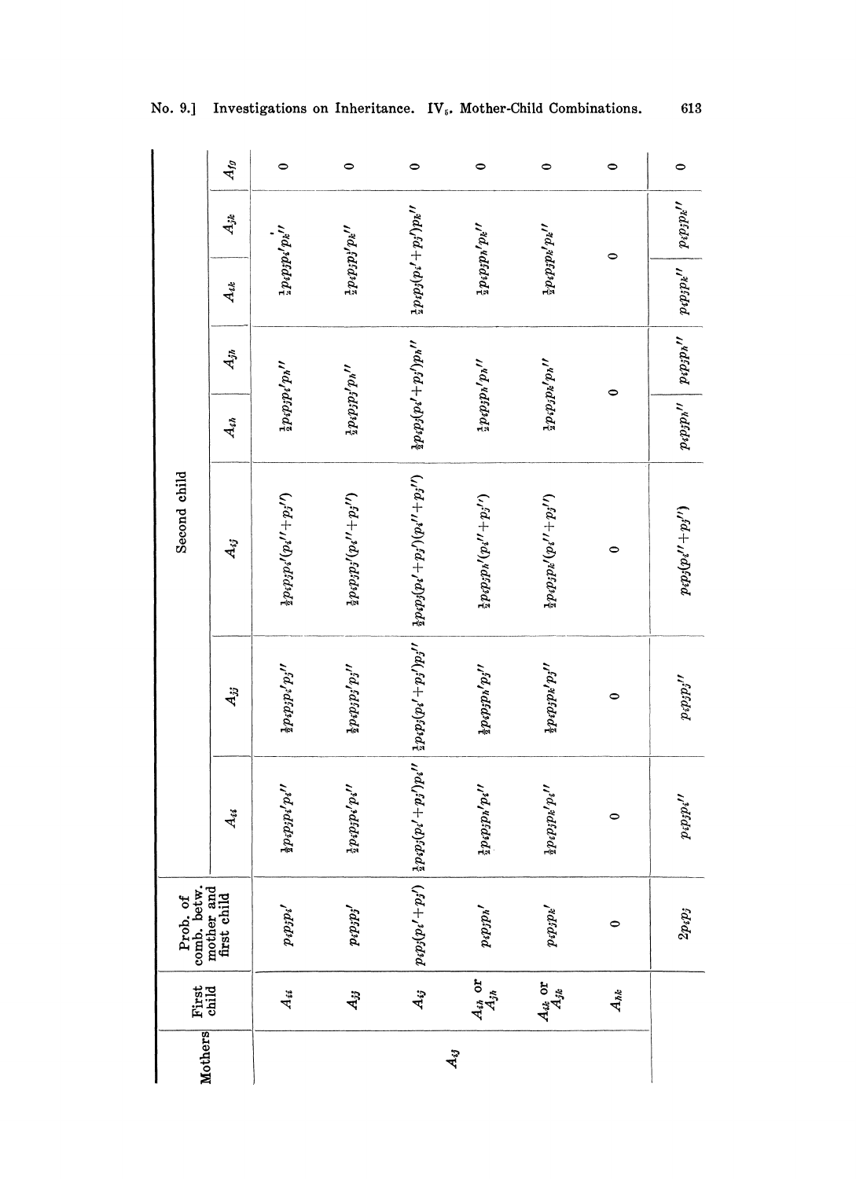| Mothers | First child | Prob. of comb. betw. mother and first child | Second child | | | | | | | |
|---|---|---|---|---|---|---|---|---|---|---|
| | | | $A_{ii}$ | $A_{jj}$ | $A_{ij}$ | $A_{ih}$ | $A_{jh}$ | $A_{ik}$ | $A_{jk}$ | $A_{hl}$ |
| $A_{ij}$ | $A_{ii}$ | $p_ip_jp_i'$ | $\frac{1}{2}p_ip_jp_i'p_i''$ | $\frac{1}{2}p_ip_jp_i'p_j''$ | $\frac{1}{2}p_ip_jp_i'(p_i''+p_j'')$ | $\frac{1}{2}p_ip_jp_i'p_h''$ | | $\frac{1}{2}p_ip_jp_i'p_k''$ | | 0 |
| | $A_{jj}$ | $p_ip_jp_j'$ | $\frac{1}{2}p_ip_jp_j'p_i''$ | $\frac{1}{2}p_ip_jp_j'p_j''$ | $\frac{1}{2}p_ip_jp_j'(p_i''+p_j'')$ | $\frac{1}{2}p_ip_jp_j'p_h''$ | | $\frac{1}{2}p_ip_jp_j'p_k''$ | | 0 |
| | $A_{ij}$ | $p_ip_j(p_i'+p_j')$ | $\frac{1}{2}p_ip_j(p_i'+p_j')p_i''$ | $\frac{1}{2}p_ip_j(p_i'+p_j')p_j''$ | $\frac{1}{2}p_ip_j(p_i'+p_j')(p_i''+p_j'')$ | $\frac{1}{2}p_ip_j(p_i'+p_j')p_h''$ | | $\frac{1}{2}p_ip_j(p_i'+p_j')p_k''$ | | 0 |
| | $A_{ih}$ or $A_{jh}$ | $p_ip_jp_h'$ | $\frac{1}{2}p_ip_jp_h'p_i''$ | $\frac{1}{2}p_ip_jp_h'p_j''$ | $\frac{1}{2}p_ip_jp_h'(p_i''+p_j'')$ | $\frac{1}{2}p_ip_jp_h'p_h''$ | | $\frac{1}{2}p_ip_jp_h'p_k''$ | | 0 |
| | $A_{ik}$ or $A_{jk}$ | $p_ip_jp_k'$ | $\frac{1}{2}p_ip_jp_k'p_i''$ | $\frac{1}{2}p_ip_jp_k'p_j''$ | $\frac{1}{2}p_ip_jp_k'(p_i''+p_j'')$ | $\frac{1}{2}p_ip_jp_k'p_h''$ | | $\frac{1}{2}p_ip_jp_k'p_k''$ | | 0 |
| | $A_{hk}$ | 0 | 0 | 0 | 0 | 0 | | 0 | | 0 |
| | | $2p_ip_j$ | $p_ip_jp_i''$ | $p_ip_jp_j''$ | $p_ip_j(p_i''+p_j'')$ | $p_ip_jp_h''$ | $p_ip_jp_h''$ | $p_ip_jp_k''$ | $p_ip_jp_k''$ | 0 |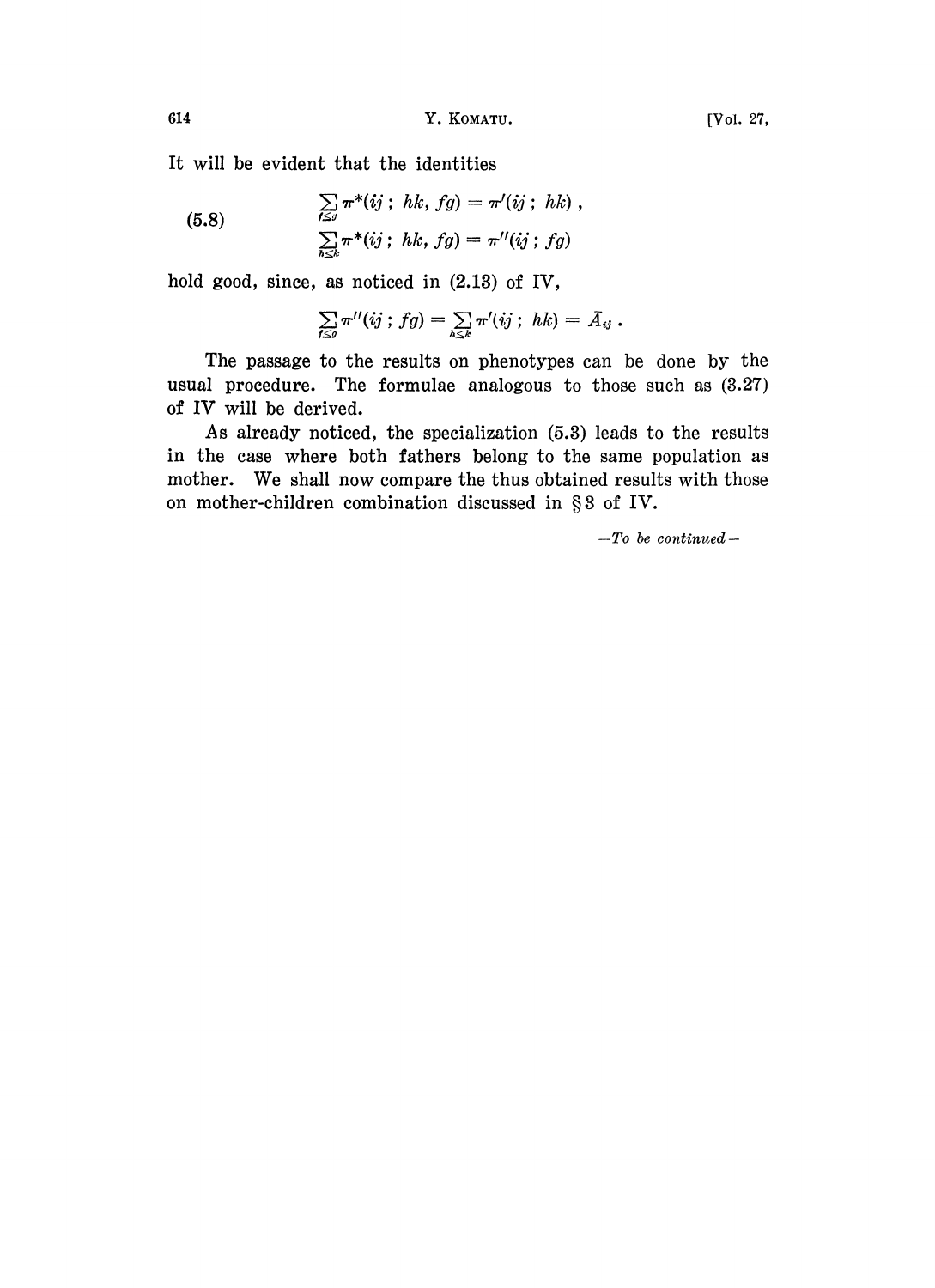It will be evident that the identities

$$
\begin{aligned}
&\sum_{f \leq g} \pi^*(ij\,;\ hk,\ fg) = \pi'(ij\,;\ hk)\,, \\
&\sum_{h \leq k} \pi^*(ij\,;\ hk,\ fg) = \pi''(ij\,;\ fg)
\end{aligned}
\tag{5.8}
$$

hold good, since, as noticed in (2.13) of IV,

$$
\sum_{f \leq g} \pi''(ij\,;\ fg) = \sum_{h \leq k} \pi'(ij\,;\ hk) = \bar{A}_{ij}\,.
$$

The passage to the results on phenotypes can be done by the usual procedure. The formulae analogous to those such as (3.27) of IV will be derived.

As already noticed, the specialization (5.3) leads to the results in the case where both fathers belong to the same population as mother. We shall now compare the thus obtained results with those on mother-children combination discussed in §3 of IV.

*—To be continued—*